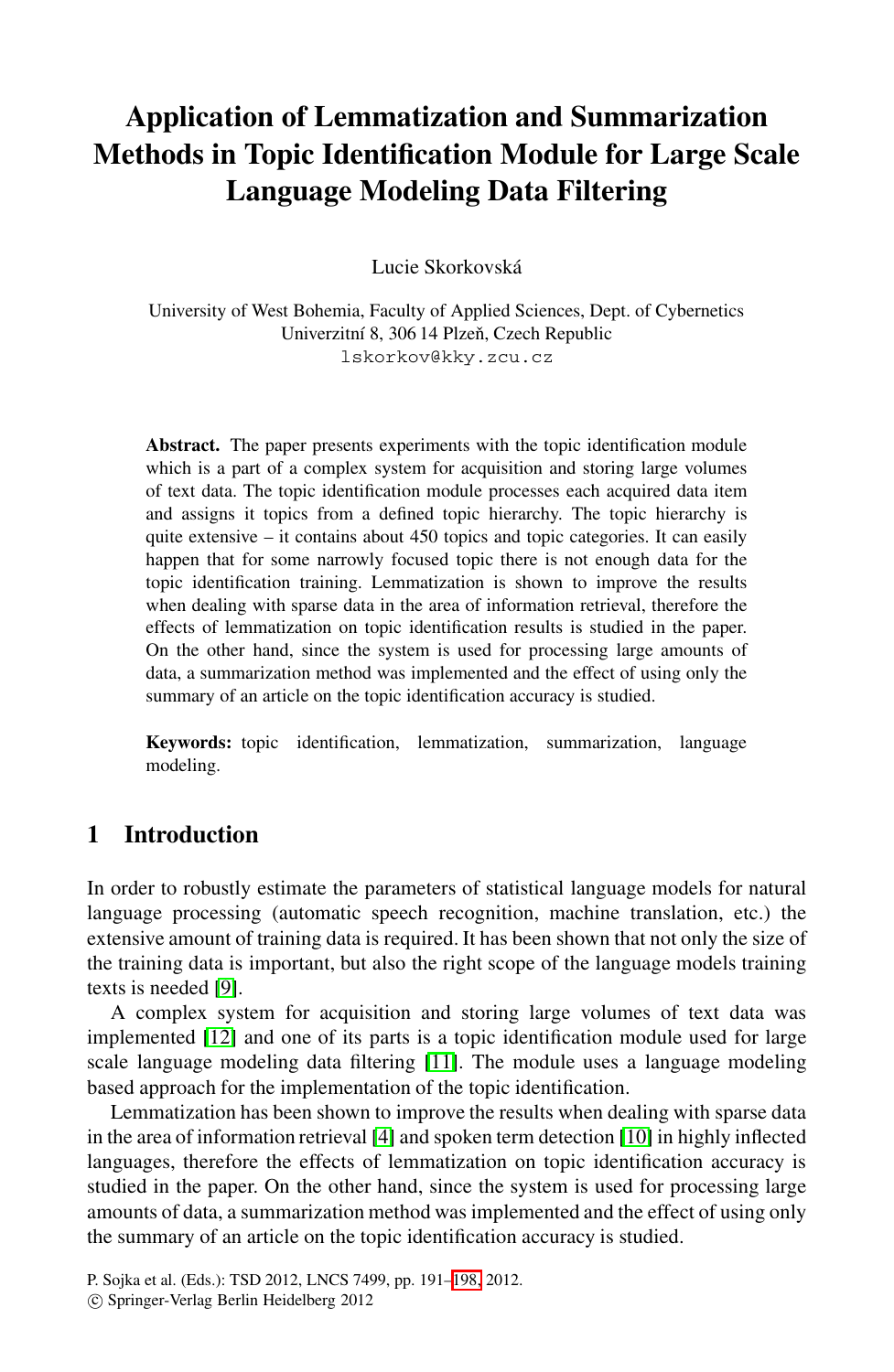# Application of Lemmatization and Summarization Methods in Topic Identification Module for Large Scale Language Modeling Data Filtering

Lucie Skorkovská

University of West Bohemia, Faculty of Applied Sciences, Dept. of Cybernetics
Univerzitní 8, 306 14 Plzeň, Czech Republic
lskorkov@kky.zcu.cz

**Abstract.** The paper presents experiments with the topic identification module which is a part of a complex system for acquisition and storing large volumes of text data. The topic identification module processes each acquired data item and assigns it topics from a defined topic hierarchy. The topic hierarchy is quite extensive – it contains about 450 topics and topic categories. It can easily happen that for some narrowly focused topic there is not enough data for the topic identification training. Lemmatization is shown to improve the results when dealing with sparse data in the area of information retrieval, therefore the effects of lemmatization on topic identification results is studied in the paper. On the other hand, since the system is used for processing large amounts of data, a summarization method was implemented and the effect of using only the summary of an article on the topic identification accuracy is studied.

**Keywords:** topic identification, lemmatization, summarization, language modeling.

## 1 Introduction

In order to robustly estimate the parameters of statistical language models for natural language processing (automatic speech recognition, machine translation, etc.) the extensive amount of training data is required. It has been shown that not only the size of the training data is important, but also the right scope of the language models training texts is needed [9].

A complex system for acquisition and storing large volumes of text data was implemented [12] and one of its parts is a topic identification module used for large scale language modeling data filtering [11]. The module uses a language modeling based approach for the implementation of the topic identification.

Lemmatization has been shown to improve the results when dealing with sparse data in the area of information retrieval [4] and spoken term detection [10] in highly inflected languages, therefore the effects of lemmatization on topic identification accuracy is studied in the paper. On the other hand, since the system is used for processing large amounts of data, a summarization method was implemented and the effect of using only the summary of an article on the topic identification accuracy is studied.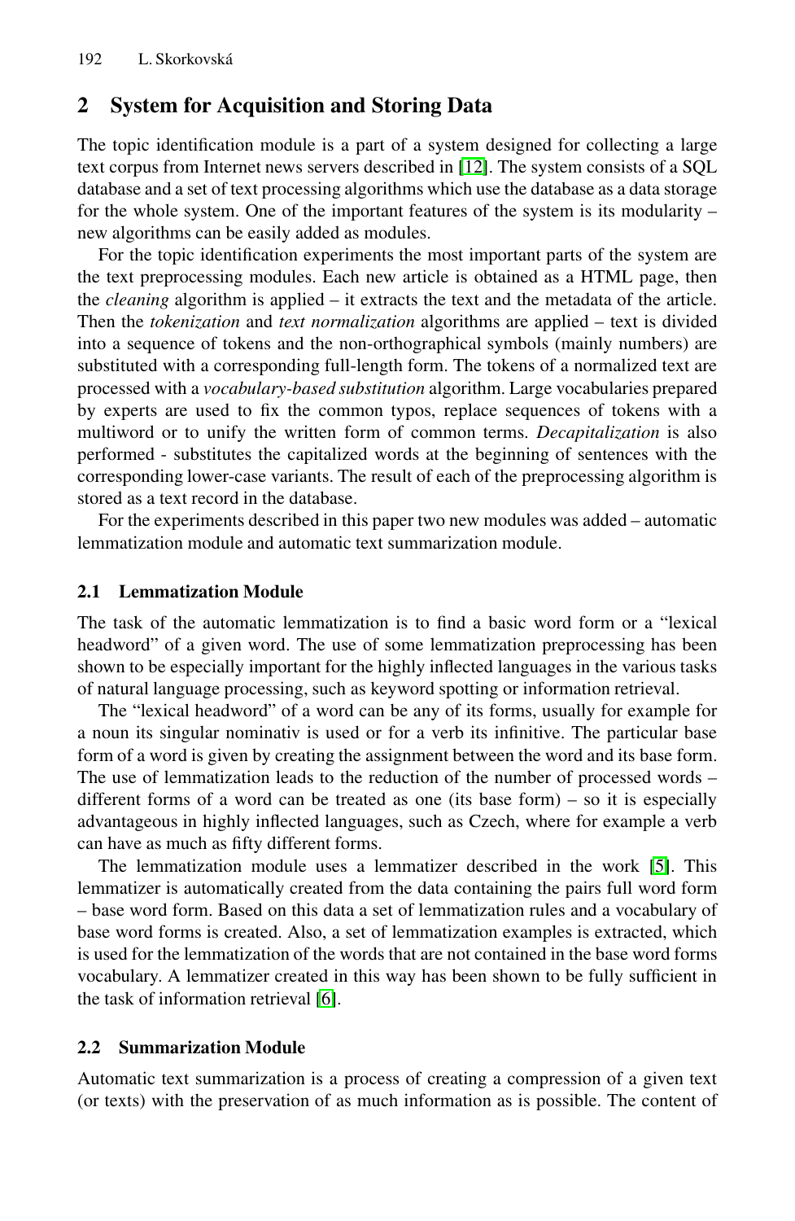## 2 System for Acquisition and Storing Data

The topic identification module is a part of a system designed for collecting a large text corpus from Internet news servers described in [12]. The system consists of a SQL database and a set of text processing algorithms which use the database as a data storage for the whole system. One of the important features of the system is its modularity – new algorithms can be easily added as modules.

For the topic identification experiments the most important parts of the system are the text preprocessing modules. Each new article is obtained as a HTML page, then the *cleaning* algorithm is applied – it extracts the text and the metadata of the article. Then the *tokenization* and *text normalization* algorithms are applied – text is divided into a sequence of tokens and the non-orthographical symbols (mainly numbers) are substituted with a corresponding full-length form. The tokens of a normalized text are processed with a *vocabulary-based substitution* algorithm. Large vocabularies prepared by experts are used to fix the common typos, replace sequences of tokens with a multiword or to unify the written form of common terms. *Decapitalization* is also performed - substitutes the capitalized words at the beginning of sentences with the corresponding lower-case variants. The result of each of the preprocessing algorithm is stored as a text record in the database.

For the experiments described in this paper two new modules was added – automatic lemmatization module and automatic text summarization module.

### 2.1 Lemmatization Module

The task of the automatic lemmatization is to find a basic word form or a "lexical headword" of a given word. The use of some lemmatization preprocessing has been shown to be especially important for the highly inflected languages in the various tasks of natural language processing, such as keyword spotting or information retrieval.

The "lexical headword" of a word can be any of its forms, usually for example for a noun its singular nominativ is used or for a verb its infinitive. The particular base form of a word is given by creating the assignment between the word and its base form. The use of lemmatization leads to the reduction of the number of processed words – different forms of a word can be treated as one (its base form) – so it is especially advantageous in highly inflected languages, such as Czech, where for example a verb can have as much as fifty different forms.

The lemmatization module uses a lemmatizer described in the work [5]. This lemmatizer is automatically created from the data containing the pairs full word form – base word form. Based on this data a set of lemmatization rules and a vocabulary of base word forms is created. Also, a set of lemmatization examples is extracted, which is used for the lemmatization of the words that are not contained in the base word forms vocabulary. A lemmatizer created in this way has been shown to be fully sufficient in the task of information retrieval [6].

### 2.2 Summarization Module

Automatic text summarization is a process of creating a compression of a given text (or texts) with the preservation of as much information as is possible. The content of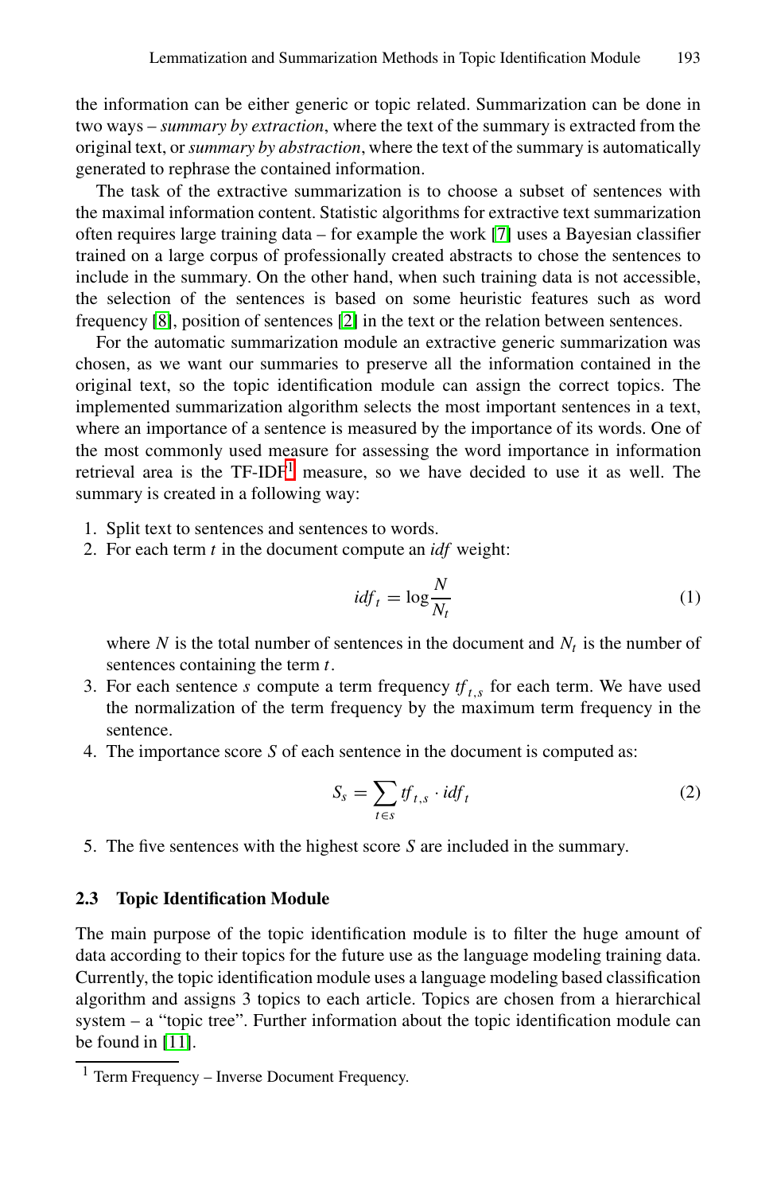the information can be either generic or topic related. Summarization can be done in two ways – *summary by extraction*, where the text of the summary is extracted from the original text, or *summary by abstraction*, where the text of the summary is automatically generated to rephrase the contained information.

The task of the extractive summarization is to choose a subset of sentences with the maximal information content. Statistic algorithms for extractive text summarization often requires large training data – for example the work [7] uses a Bayesian classifier trained on a large corpus of professionally created abstracts to chose the sentences to include in the summary. On the other hand, when such training data is not accessible, the selection of the sentences is based on some heuristic features such as word frequency [8], position of sentences [2] in the text or the relation between sentences.

For the automatic summarization module an extractive generic summarization was chosen, as we want our summaries to preserve all the information contained in the original text, so the topic identification module can assign the correct topics. The implemented summarization algorithm selects the most important sentences in a text, where an importance of a sentence is measured by the importance of its words. One of the most commonly used measure for assessing the word importance in information retrieval area is the TF-IDF[1] measure, so we have decided to use it as well. The summary is created in a following way:

1. Split text to sentences and sentences to words.
2. For each term $t$ in the document compute an *idf* weight:

$$idf_t = \log \frac{N}{N_t} \tag{1}$$

   where $N$ is the total number of sentences in the document and $N_t$ is the number of sentences containing the term $t$.
3. For each sentence $s$ compute a term frequency $tf_{t,s}$ for each term. We have used the normalization of the term frequency by the maximum term frequency in the sentence.
4. The importance score $S$ of each sentence in the document is computed as:

$$S_s = \sum_{t \in s} tf_{t,s} \cdot idf_t \tag{2}$$

5. The five sentences with the highest score $S$ are included in the summary.

### 2.3 Topic Identification Module

The main purpose of the topic identification module is to filter the huge amount of data according to their topics for the future use as the language modeling training data. Currently, the topic identification module uses a language modeling based classification algorithm and assigns 3 topics to each article. Topics are chosen from a hierarchical system – a "topic tree". Further information about the topic identification module can be found in [11].

[1] Term Frequency – Inverse Document Frequency.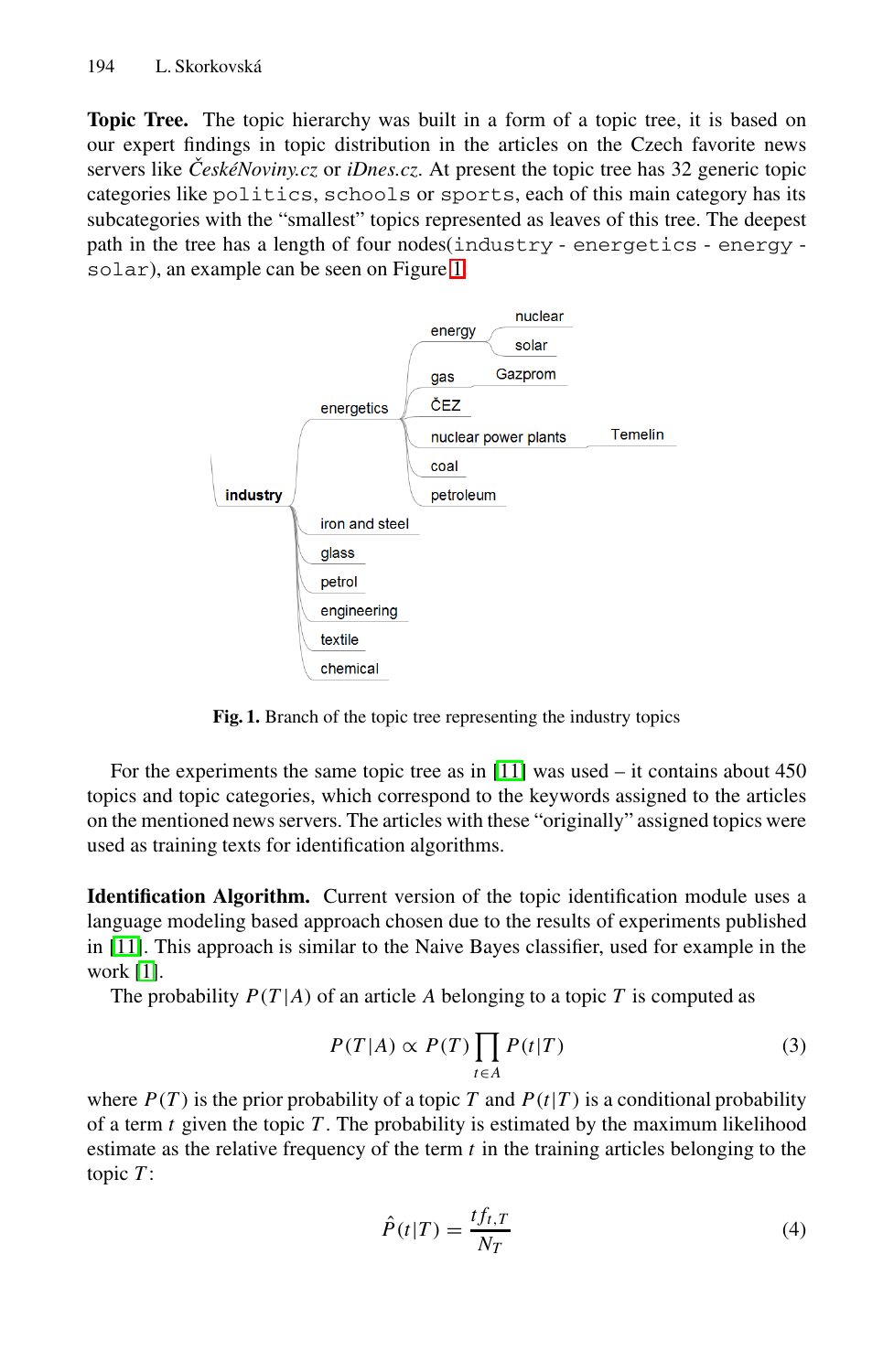**Topic Tree.** The topic hierarchy was built in a form of a topic tree, it is based on our expert findings in topic distribution in the articles on the Czech favorite news servers like *ČeskéNoviny.cz* or *iDnes.cz*. At present the topic tree has 32 generic topic categories like `politics`, `schools` or `sports`, each of this main category has its subcategories with the "smallest" topics represented as leaves of this tree. The deepest path in the tree has a length of four nodes(`industry` - `energetics` - `energy` - `solar`), an example can be seen on Figure 1.

- **industry**
  - energetics
    - energy
      - nuclear
      - solar
    - gas
      - Gazprom
    - ČEZ
    - nuclear power plants
      - Temelín
    - coal
    - petroleum
  - iron and steel
  - glass
  - petrol
  - engineering
  - textile
  - chemical

**Fig. 1.** Branch of the topic tree representing the industry topics

For the experiments the same topic tree as in [11] was used – it contains about 450 topics and topic categories, which correspond to the keywords assigned to the articles on the mentioned news servers. The articles with these "originally" assigned topics were used as training texts for identification algorithms.

**Identification Algorithm.** Current version of the topic identification module uses a language modeling based approach chosen due to the results of experiments published in [11]. This approach is similar to the Naive Bayes classifier, used for example in the work [1].

The probability $P(T|A)$ of an article $A$ belonging to a topic $T$ is computed as

$$P(T|A) \propto P(T) \prod_{t \in A} P(t|T) \tag{3}$$

where $P(T)$ is the prior probability of a topic $T$ and $P(t|T)$ is a conditional probability of a term $t$ given the topic $T$. The probability is estimated by the maximum likelihood estimate as the relative frequency of the term $t$ in the training articles belonging to the topic $T$:

$$\hat{P}(t|T) = \frac{tf_{t,T}}{N_T} \tag{4}$$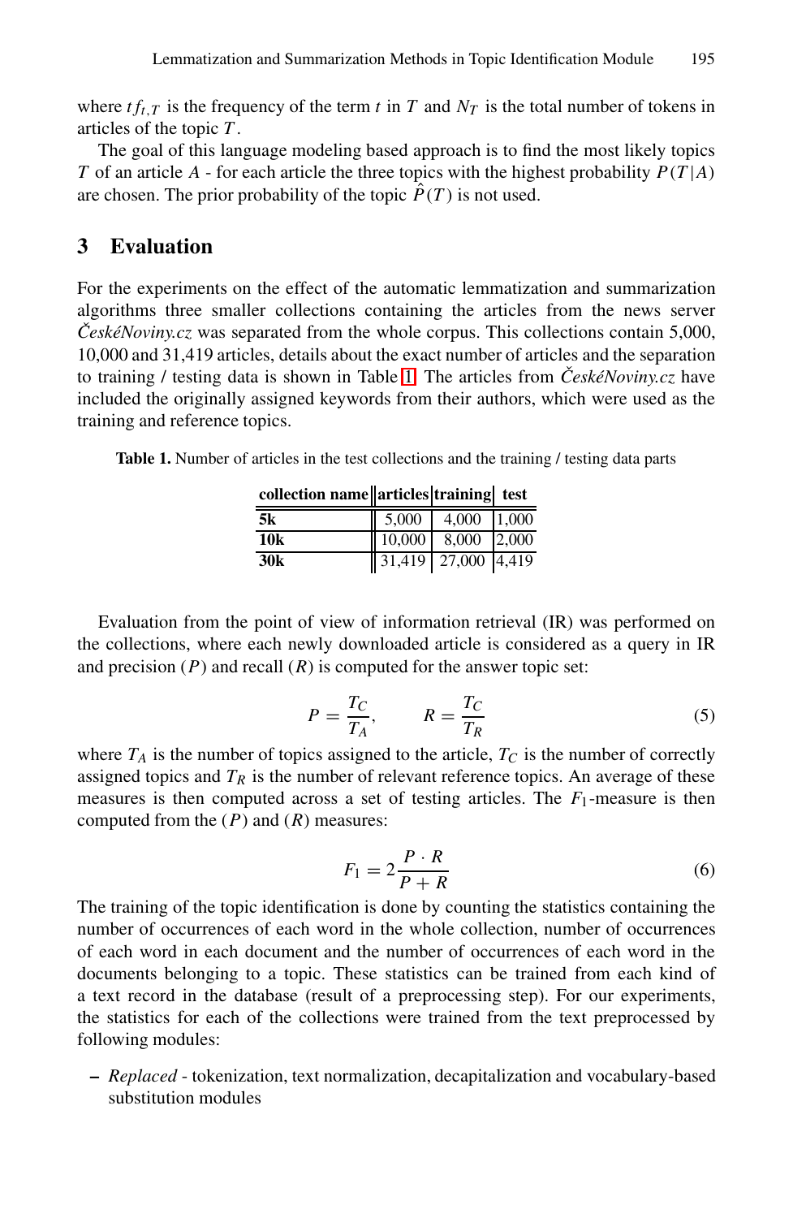where $tf_{t,T}$ is the frequency of the term $t$ in $T$ and $N_T$ is the total number of tokens in articles of the topic $T$.

The goal of this language modeling based approach is to find the most likely topics $T$ of an article $A$ - for each article the three topics with the highest probability $P(T|A)$ are chosen. The prior probability of the topic $\hat{P}(T)$ is not used.

## 3 Evaluation

For the experiments on the effect of the automatic lemmatization and summarization algorithms three smaller collections containing the articles from the news server *ČeskéNoviny.cz* was separated from the whole corpus. This collections contain 5,000, 10,000 and 31,419 articles, details about the exact number of articles and the separation to training / testing data is shown in Table 1. The articles from *ČeskéNoviny.cz* have included the originally assigned keywords from their authors, which were used as the training and reference topics.

**Table 1.** Number of articles in the test collections and the training / testing data parts

| collection name | articles | training | test |
|---|---|---|---|
| **5k** | 5,000 | 4,000 | 1,000 |
| **10k** | 10,000 | 8,000 | 2,000 |
| **30k** | 31,419 | 27,000 | 4,419 |

Evaluation from the point of view of information retrieval (IR) was performed on the collections, where each newly downloaded article is considered as a query in IR and precision ($P$) and recall ($R$) is computed for the answer topic set:

$$P = \frac{T_C}{T_A}, \qquad R = \frac{T_C}{T_R} \tag{5}$$

where $T_A$ is the number of topics assigned to the article, $T_C$ is the number of correctly assigned topics and $T_R$ is the number of relevant reference topics. An average of these measures is then computed across a set of testing articles. The $F_1$-measure is then computed from the ($P$) and ($R$) measures:

$$F_1 = 2\frac{P \cdot R}{P + R} \tag{6}$$

The training of the topic identification is done by counting the statistics containing the number of occurrences of each word in the whole collection, number of occurrences of each word in each document and the number of occurrences of each word in the documents belonging to a topic. These statistics can be trained from each kind of a text record in the database (result of a preprocessing step). For our experiments, the statistics for each of the collections were trained from the text preprocessed by following modules:

- *Replaced* - tokenization, text normalization, decapitalization and vocabulary-based substitution modules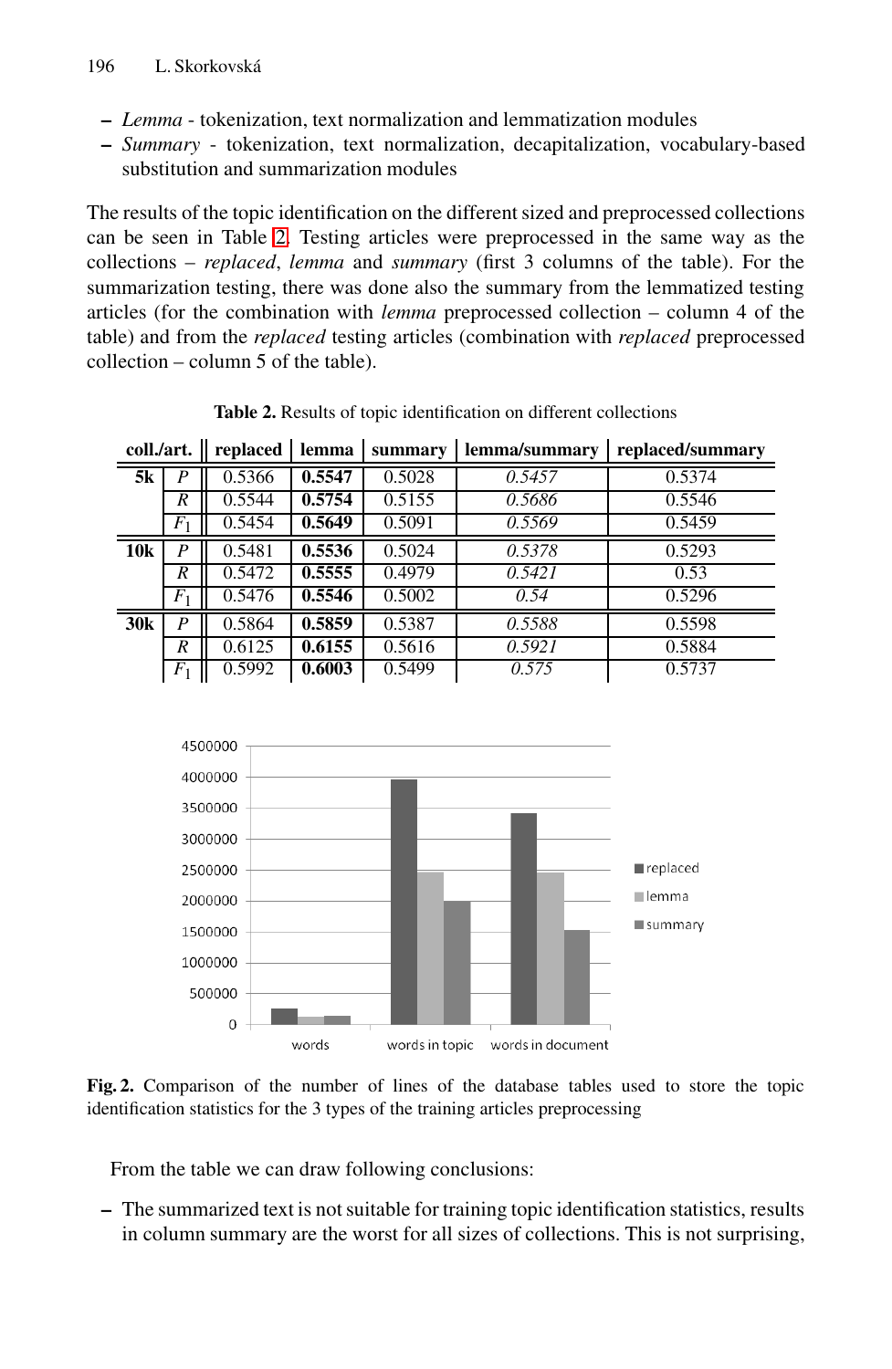- *Lemma* - tokenization, text normalization and lemmatization modules
- *Summary* - tokenization, text normalization, decapitalization, vocabulary-based substitution and summarization modules

The results of the topic identification on the different sized and preprocessed collections can be seen in Table 2. Testing articles were preprocessed in the same way as the collections – *replaced*, *lemma* and *summary* (first 3 columns of the table). For the summarization testing, there was done also the summary from the lemmatized testing articles (for the combination with *lemma* preprocessed collection – column 4 of the table) and from the *replaced* testing articles (combination with *replaced* preprocessed collection – column 5 of the table).

**Table 2.** Results of topic identification on different collections

| coll./art. | | replaced | lemma | summary | lemma/summary | replaced/summary |
|---|---|---|---|---|---|---|
| **5k** | $P$ | 0.5366 | **0.5547** | 0.5028 | *0.5457* | 0.5374 |
| | $R$ | 0.5544 | **0.5754** | 0.5155 | *0.5686* | 0.5546 |
| | $F_1$ | 0.5454 | **0.5649** | 0.5091 | *0.5569* | 0.5459 |
| **10k** | $P$ | 0.5481 | **0.5536** | 0.5024 | *0.5378* | 0.5293 |
| | $R$ | 0.5472 | **0.5555** | 0.4979 | *0.5421* | 0.53 |
| | $F_1$ | 0.5476 | **0.5546** | 0.5002 | *0.54* | 0.5296 |
| **30k** | $P$ | 0.5864 | **0.5859** | 0.5387 | *0.5588* | 0.5598 |
| | $R$ | 0.6125 | **0.6155** | 0.5616 | *0.5921* | 0.5884 |
| | $F_1$ | 0.5992 | **0.6003** | 0.5499 | *0.575* | 0.5737 |

**Fig. 2.** Comparison of the number of lines of the database tables used to store the topic identification statistics for the 3 types of the training articles preprocessing

From the table we can draw following conclusions:

- The summarized text is not suitable for training topic identification statistics, results in column summary are the worst for all sizes of collections. This is not surprising,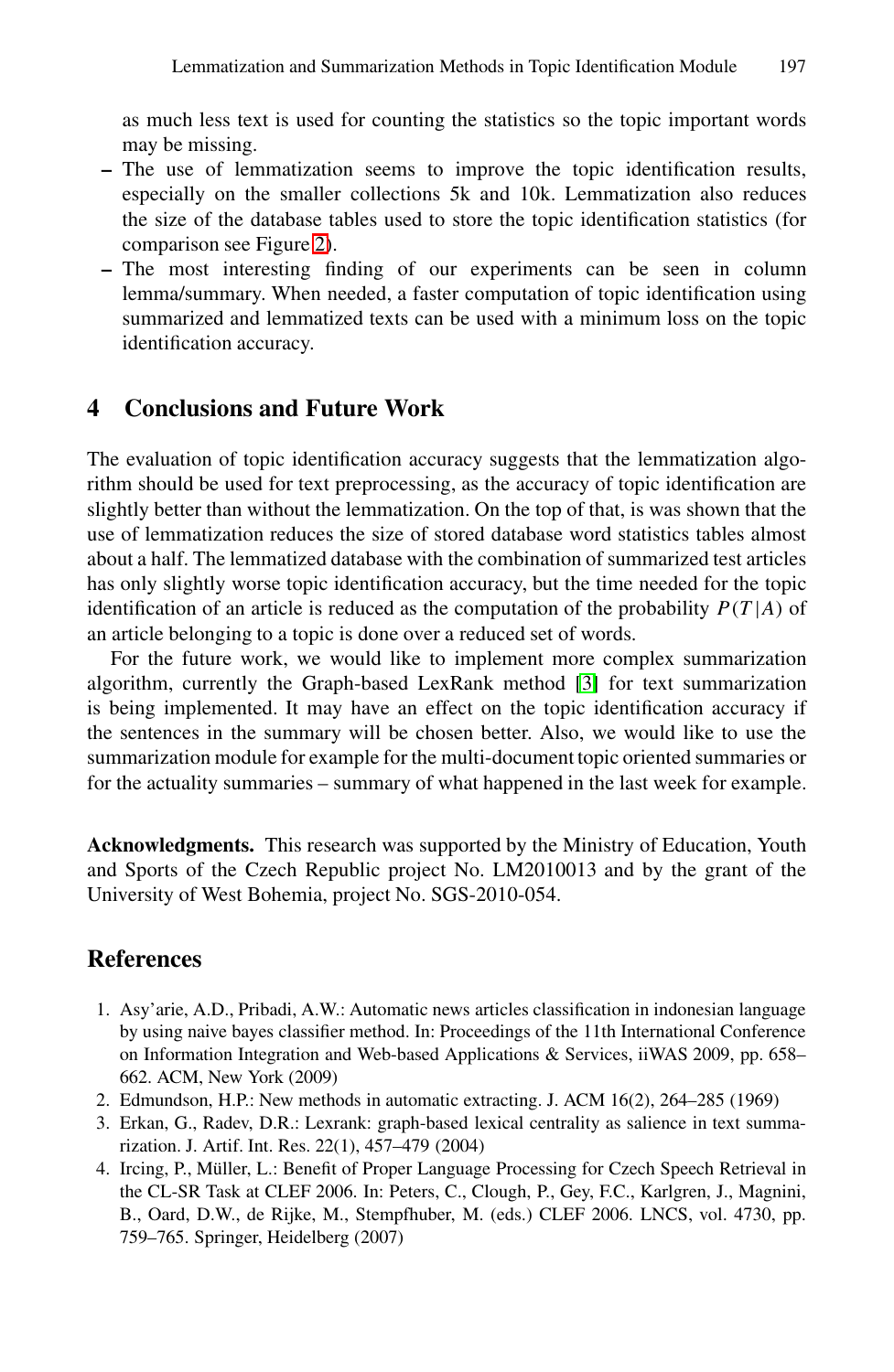as much less text is used for counting the statistics so the topic important words may be missing.

- The use of lemmatization seems to improve the topic identification results, especially on the smaller collections 5k and 10k. Lemmatization also reduces the size of the database tables used to store the topic identification statistics (for comparison see Figure 2).
- The most interesting finding of our experiments can be seen in column lemma/summary. When needed, a faster computation of topic identification using summarized and lemmatized texts can be used with a minimum loss on the topic identification accuracy.

## 4 Conclusions and Future Work

The evaluation of topic identification accuracy suggests that the lemmatization algorithm should be used for text preprocessing, as the accuracy of topic identification are slightly better than without the lemmatization. On the top of that, is was shown that the use of lemmatization reduces the size of stored database word statistics tables almost about a half. The lemmatized database with the combination of summarized test articles has only slightly worse topic identification accuracy, but the time needed for the topic identification of an article is reduced as the computation of the probability $P(T|A)$ of an article belonging to a topic is done over a reduced set of words.

For the future work, we would like to implement more complex summarization algorithm, currently the Graph-based LexRank method [3] for text summarization is being implemented. It may have an effect on the topic identification accuracy if the sentences in the summary will be chosen better. Also, we would like to use the summarization module for example for the multi-document topic oriented summaries or for the actuality summaries – summary of what happened in the last week for example.

**Acknowledgments.** This research was supported by the Ministry of Education, Youth and Sports of the Czech Republic project No. LM2010013 and by the grant of the University of West Bohemia, project No. SGS-2010-054.

## References

1. Asy'arie, A.D., Pribadi, A.W.: Automatic news articles classification in indonesian language by using naive bayes classifier method. In: Proceedings of the 11th International Conference on Information Integration and Web-based Applications & Services, iiWAS 2009, pp. 658–662. ACM, New York (2009)
2. Edmundson, H.P.: New methods in automatic extracting. J. ACM 16(2), 264–285 (1969)
3. Erkan, G., Radev, D.R.: Lexrank: graph-based lexical centrality as salience in text summarization. J. Artif. Int. Res. 22(1), 457–479 (2004)
4. Ircing, P., Müller, L.: Benefit of Proper Language Processing for Czech Speech Retrieval in the CL-SR Task at CLEF 2006. In: Peters, C., Clough, P., Gey, F.C., Karlgren, J., Magnini, B., Oard, D.W., de Rijke, M., Stempfhuber, M. (eds.) CLEF 2006. LNCS, vol. 4730, pp. 759–765. Springer, Heidelberg (2007)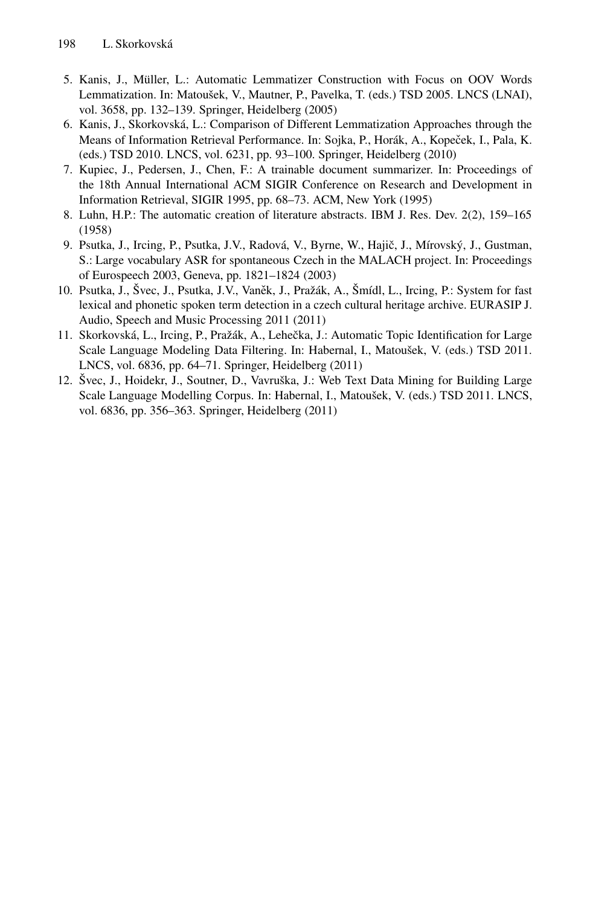5. Kanis, J., Müller, L.: Automatic Lemmatizer Construction with Focus on OOV Words Lemmatization. In: Matoušek, V., Mautner, P., Pavelka, T. (eds.) TSD 2005. LNCS (LNAI), vol. 3658, pp. 132–139. Springer, Heidelberg (2005)
6. Kanis, J., Skorkovská, L.: Comparison of Different Lemmatization Approaches through the Means of Information Retrieval Performance. In: Sojka, P., Horák, A., Kopeček, I., Pala, K. (eds.) TSD 2010. LNCS, vol. 6231, pp. 93–100. Springer, Heidelberg (2010)
7. Kupiec, J., Pedersen, J., Chen, F.: A trainable document summarizer. In: Proceedings of the 18th Annual International ACM SIGIR Conference on Research and Development in Information Retrieval, SIGIR 1995, pp. 68–73. ACM, New York (1995)
8. Luhn, H.P.: The automatic creation of literature abstracts. IBM J. Res. Dev. 2(2), 159–165 (1958)
9. Psutka, J., Ircing, P., Psutka, J.V., Radová, V., Byrne, W., Hajič, J., Mírovský, J., Gustman, S.: Large vocabulary ASR for spontaneous Czech in the MALACH project. In: Proceedings of Eurospeech 2003, Geneva, pp. 1821–1824 (2003)
10. Psutka, J., Švec, J., Psutka, J.V., Vaněk, J., Pražák, A., Šmídl, L., Ircing, P.: System for fast lexical and phonetic spoken term detection in a czech cultural heritage archive. EURASIP J. Audio, Speech and Music Processing 2011 (2011)
11. Skorkovská, L., Ircing, P., Pražák, A., Lehečka, J.: Automatic Topic Identification for Large Scale Language Modeling Data Filtering. In: Habernal, I., Matoušek, V. (eds.) TSD 2011. LNCS, vol. 6836, pp. 64–71. Springer, Heidelberg (2011)
12. Švec, J., Hoidekr, J., Soutner, D., Vavruška, J.: Web Text Data Mining for Building Large Scale Language Modelling Corpus. In: Habernal, I., Matoušek, V. (eds.) TSD 2011. LNCS, vol. 6836, pp. 356–363. Springer, Heidelberg (2011)